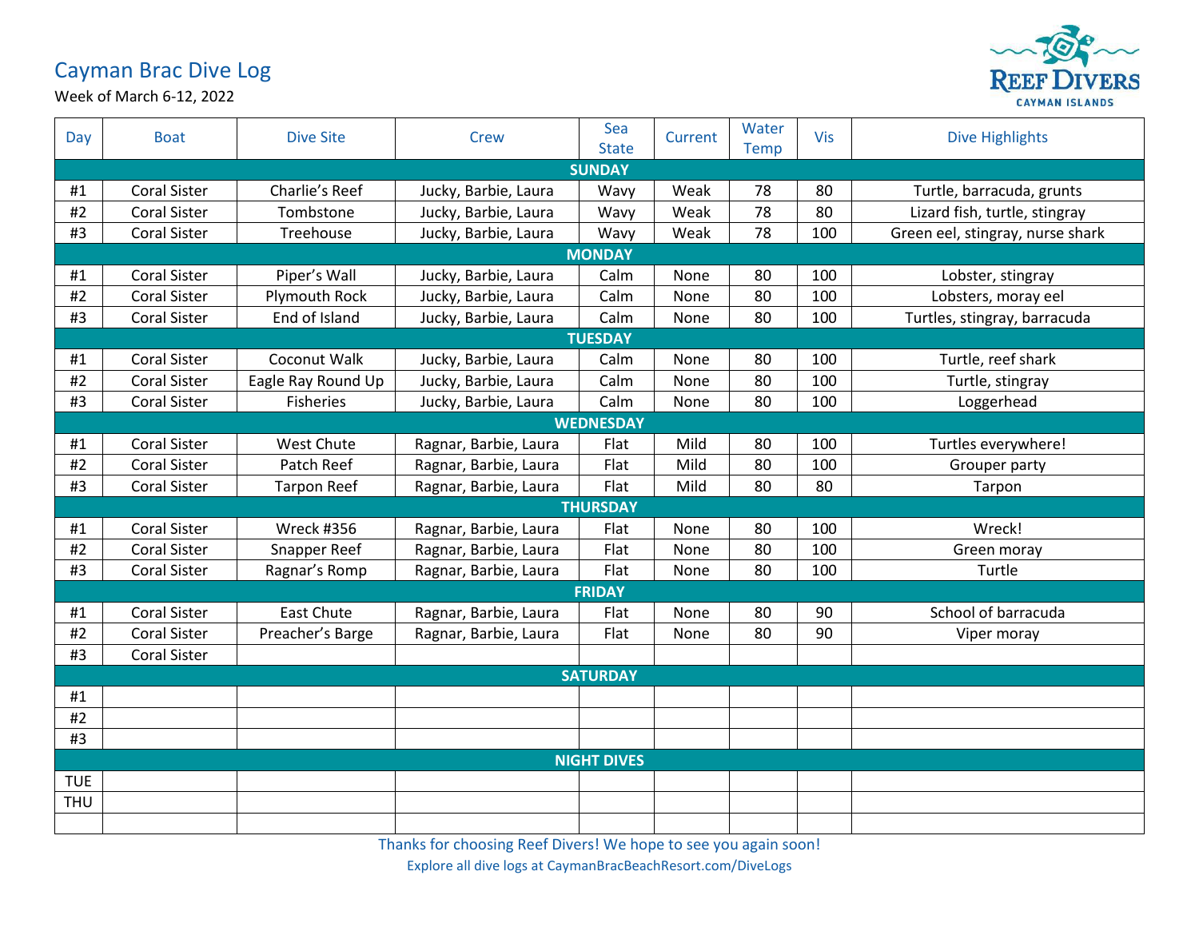# Cayman Brac Dive Log

Week of March 6-12, 2022

REEF DIVERS
CAYMAN ISLANDS

| Day | Boat | Dive Site | Crew | Sea State | Current | Water Temp | Vis | Dive Highlights |
|---|---|---|---|---|---|---|---|---|
| **SUNDAY** | | | | | | | | |
| #1 | Coral Sister | Charlie's Reef | Jucky, Barbie, Laura | Wavy | Weak | 78 | 80 | Turtle, barracuda, grunts |
| #2 | Coral Sister | Tombstone | Jucky, Barbie, Laura | Wavy | Weak | 78 | 80 | Lizard fish, turtle, stingray |
| #3 | Coral Sister | Treehouse | Jucky, Barbie, Laura | Wavy | Weak | 78 | 100 | Green eel, stingray, nurse shark |
| **MONDAY** | | | | | | | | |
| #1 | Coral Sister | Piper's Wall | Jucky, Barbie, Laura | Calm | None | 80 | 100 | Lobster, stingray |
| #2 | Coral Sister | Plymouth Rock | Jucky, Barbie, Laura | Calm | None | 80 | 100 | Lobsters, moray eel |
| #3 | Coral Sister | End of Island | Jucky, Barbie, Laura | Calm | None | 80 | 100 | Turtles, stingray, barracuda |
| **TUESDAY** | | | | | | | | |
| #1 | Coral Sister | Coconut Walk | Jucky, Barbie, Laura | Calm | None | 80 | 100 | Turtle, reef shark |
| #2 | Coral Sister | Eagle Ray Round Up | Jucky, Barbie, Laura | Calm | None | 80 | 100 | Turtle, stingray |
| #3 | Coral Sister | Fisheries | Jucky, Barbie, Laura | Calm | None | 80 | 100 | Loggerhead |
| **WEDNESDAY** | | | | | | | | |
| #1 | Coral Sister | West Chute | Ragnar, Barbie, Laura | Flat | Mild | 80 | 100 | Turtles everywhere! |
| #2 | Coral Sister | Patch Reef | Ragnar, Barbie, Laura | Flat | Mild | 80 | 100 | Grouper party |
| #3 | Coral Sister | Tarpon Reef | Ragnar, Barbie, Laura | Flat | Mild | 80 | 80 | Tarpon |
| **THURSDAY** | | | | | | | | |
| #1 | Coral Sister | Wreck #356 | Ragnar, Barbie, Laura | Flat | None | 80 | 100 | Wreck! |
| #2 | Coral Sister | Snapper Reef | Ragnar, Barbie, Laura | Flat | None | 80 | 100 | Green moray |
| #3 | Coral Sister | Ragnar's Romp | Ragnar, Barbie, Laura | Flat | None | 80 | 100 | Turtle |
| **FRIDAY** | | | | | | | | |
| #1 | Coral Sister | East Chute | Ragnar, Barbie, Laura | Flat | None | 80 | 90 | School of barracuda |
| #2 | Coral Sister | Preacher's Barge | Ragnar, Barbie, Laura | Flat | None | 80 | 90 | Viper moray |
| #3 | Coral Sister | | | | | | | |
| **SATURDAY** | | | | | | | | |
| #1 | | | | | | | | |
| #2 | | | | | | | | |
| #3 | | | | | | | | |
| **NIGHT DIVES** | | | | | | | | |
| TUE | | | | | | | | |
| THU | | | | | | | | |
| | | | | | | | | |

Thanks for choosing Reef Divers! We hope to see you again soon!

Explore all dive logs at CaymanBracBeachResort.com/DiveLogs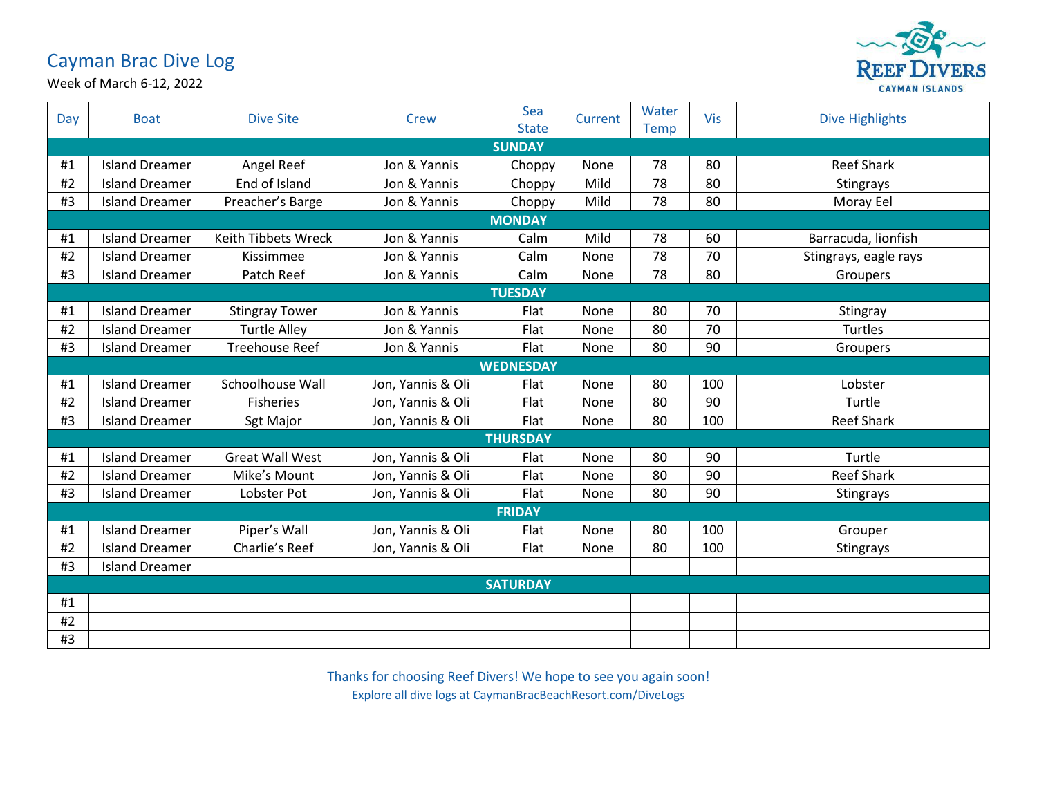# Cayman Brac Dive Log

Week of March 6-12, 2022

| Day | Boat | Dive Site | Crew | Sea State | Current | Water Temp | Vis | Dive Highlights |
|---|---|---|---|---|---|---|---|---|
| **SUNDAY** | | | | | | | | |
| #1 | Island Dreamer | Angel Reef | Jon & Yannis | Choppy | None | 78 | 80 | Reef Shark |
| #2 | Island Dreamer | End of Island | Jon & Yannis | Choppy | Mild | 78 | 80 | Stingrays |
| #3 | Island Dreamer | Preacher's Barge | Jon & Yannis | Choppy | Mild | 78 | 80 | Moray Eel |
| **MONDAY** | | | | | | | | |
| #1 | Island Dreamer | Keith Tibbets Wreck | Jon & Yannis | Calm | Mild | 78 | 60 | Barracuda, lionfish |
| #2 | Island Dreamer | Kissimmee | Jon & Yannis | Calm | None | 78 | 70 | Stingrays, eagle rays |
| #3 | Island Dreamer | Patch Reef | Jon & Yannis | Calm | None | 78 | 80 | Groupers |
| **TUESDAY** | | | | | | | | |
| #1 | Island Dreamer | Stingray Tower | Jon & Yannis | Flat | None | 80 | 70 | Stingray |
| #2 | Island Dreamer | Turtle Alley | Jon & Yannis | Flat | None | 80 | 70 | Turtles |
| #3 | Island Dreamer | Treehouse Reef | Jon & Yannis | Flat | None | 80 | 90 | Groupers |
| **WEDNESDAY** | | | | | | | | |
| #1 | Island Dreamer | Schoolhouse Wall | Jon, Yannis & Oli | Flat | None | 80 | 100 | Lobster |
| #2 | Island Dreamer | Fisheries | Jon, Yannis & Oli | Flat | None | 80 | 90 | Turtle |
| #3 | Island Dreamer | Sgt Major | Jon, Yannis & Oli | Flat | None | 80 | 100 | Reef Shark |
| **THURSDAY** | | | | | | | | |
| #1 | Island Dreamer | Great Wall West | Jon, Yannis & Oli | Flat | None | 80 | 90 | Turtle |
| #2 | Island Dreamer | Mike's Mount | Jon, Yannis & Oli | Flat | None | 80 | 90 | Reef Shark |
| #3 | Island Dreamer | Lobster Pot | Jon, Yannis & Oli | Flat | None | 80 | 90 | Stingrays |
| **FRIDAY** | | | | | | | | |
| #1 | Island Dreamer | Piper's Wall | Jon, Yannis & Oli | Flat | None | 80 | 100 | Grouper |
| #2 | Island Dreamer | Charlie's Reef | Jon, Yannis & Oli | Flat | None | 80 | 100 | Stingrays |
| #3 | Island Dreamer | | | | | | | |
| **SATURDAY** | | | | | | | | |
| #1 | | | | | | | | |
| #2 | | | | | | | | |
| #3 | | | | | | | | |

Thanks for choosing Reef Divers! We hope to see you again soon!

Explore all dive logs at CaymanBracBeachResort.com/DiveLogs